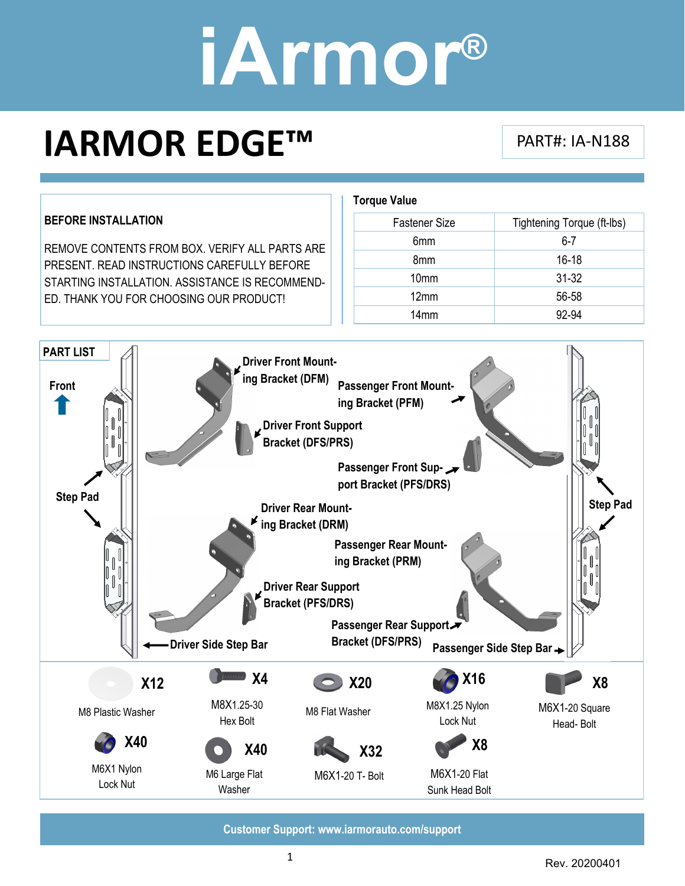# iArmor®

# IARMOR EDGE™

PART#: IA-N188

### BEFORE INSTALLATION

REMOVE CONTENTS FROM BOX. VERIFY ALL PARTS ARE PRESENT. READ INSTRUCTIONS CAREFULLY BEFORE STARTING INSTALLATION. ASSISTANCE IS RECOMMENDED. THANK YOU FOR CHOOSING OUR PRODUCT!

### Torque Value

| Fastener Size | Tightening Torque (ft-lbs) |
|---|---|
| 6mm | 6-7 |
| 8mm | 16-18 |
| 10mm | 31-32 |
| 12mm | 56-58 |
| 14mm | 92-94 |

### PART LIST

Front

Step Pad

Driver Front Mounting Bracket (DFM)

Passenger Front Mounting Bracket (PFM)

Driver Front Support Bracket (DFS/PRS)

Passenger Front Support Bracket (PFS/DRS)

Driver Rear Mounting Bracket (DRM)

Passenger Rear Mounting Bracket (PRM)

Driver Rear Support Bracket (PFS/DRS)

Passenger Rear Support Bracket (DFS/PRS)

Driver Side Step Bar

Passenger Side Step Bar

Step Pad

| Qty | Part |
|---|---|
| X12 | M8 Plastic Washer |
| X4 | M8X1.25-30 Hex Bolt |
| X20 | M8 Flat Washer |
| X16 | M8X1.25 Nylon Lock Nut |
| X8 | M6X1-20 Square Head- Bolt |
| X40 | M6X1 Nylon Lock Nut |
| X40 | M6 Large Flat Washer |
| X32 | M6X1-20 T- Bolt |
| X8 | M6X1-20 Flat Sunk Head Bolt |

**Customer Support: www.iarmorauto.com/support**

Rev. 20200401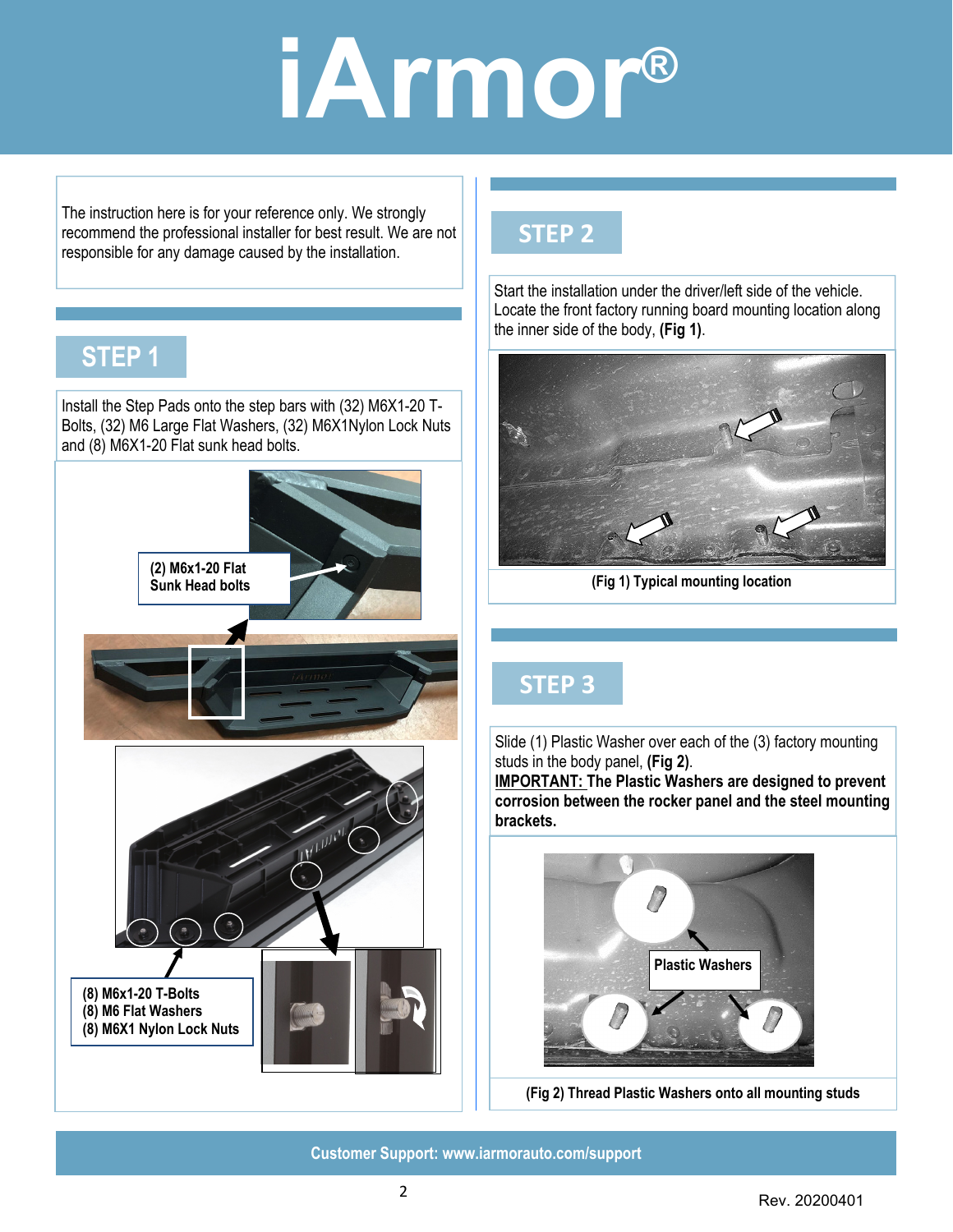# iArmor®

The instruction here is for your reference only. We strongly recommend the professional installer for best result. We are not responsible for any damage caused by the installation.

## STEP 1

Install the Step Pads onto the step bars with (32) M6X1-20 T-Bolts, (32) M6 Large Flat Washers, (32) M6X1Nylon Lock Nuts and (8) M6X1-20 Flat sunk head bolts.

**(2) M6x1-20 Flat Sunk Head bolts**

**(8) M6x1-20 T-Bolts**
**(8) M6 Flat Washers**
**(8) M6X1 Nylon Lock Nuts**

## STEP 2

Start the installation under the driver/left side of the vehicle. Locate the front factory running board mounting location along the inner side of the body, **(Fig 1)**.

**(Fig 1) Typical mounting location**

## STEP 3

Slide (1) Plastic Washer over each of the (3) factory mounting studs in the body panel, **(Fig 2)**.
**IMPORTANT: The Plastic Washers are designed to prevent corrosion between the rocker panel and the steel mounting brackets.**

**Plastic Washers**

**(Fig 2) Thread Plastic Washers onto all mounting studs**

**Customer Support: www.iarmorauto.com/support**

Rev. 20200401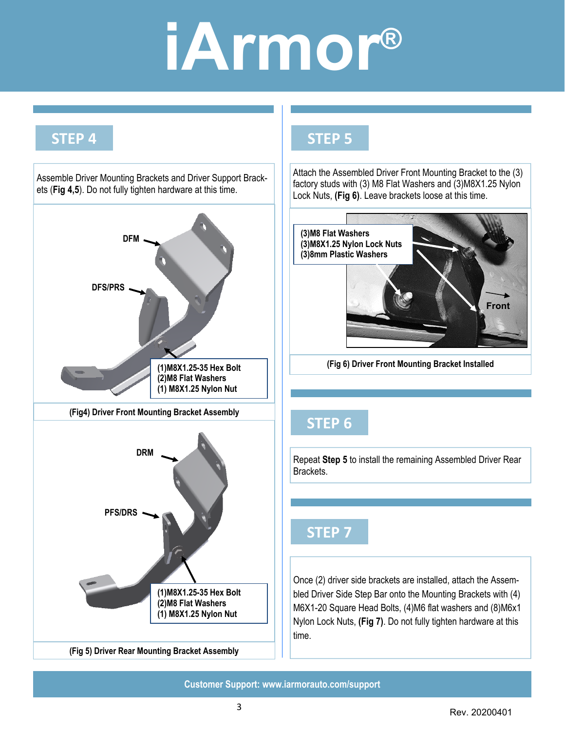# iArmor®

## STEP 4

Assemble Driver Mounting Brackets and Driver Support Brackets (**Fig 4,5**). Do not fully tighten hardware at this time.

DFM

DFS/PRS

**(1)M8X1.25-35 Hex Bolt**
**(2)M8 Flat Washers**
**(1) M8X1.25 Nylon Nut**

**(Fig4) Driver Front Mounting Bracket Assembly**

DRM

PFS/DRS

**(1)M8X1.25-35 Hex Bolt**
**(2)M8 Flat Washers**
**(1) M8X1.25 Nylon Nut**

**(Fig 5) Driver Rear Mounting Bracket Assembly**

## STEP 5

Attach the Assembled Driver Front Mounting Bracket to the (3) factory studs with (3) M8 Flat Washers and (3)M8X1.25 Nylon Lock Nuts, **(Fig 6)**. Leave brackets loose at this time.

**(3)M8 Flat Washers**
**(3)M8X1.25 Nylon Lock Nuts**
**(3)8mm Plastic Washers**

**Front**

**(Fig 6) Driver Front Mounting Bracket Installed**

## STEP 6

Repeat **Step 5** to install the remaining Assembled Driver Rear Brackets.

## STEP 7

Once (2) driver side brackets are installed, attach the Assembled Driver Side Step Bar onto the Mounting Brackets with (4) M6X1-20 Square Head Bolts, (4)M6 flat washers and (8)M6x1 Nylon Lock Nuts, **(Fig 7)**. Do not fully tighten hardware at this time.

**Customer Support: www.iarmorauto.com/support**

Rev. 20200401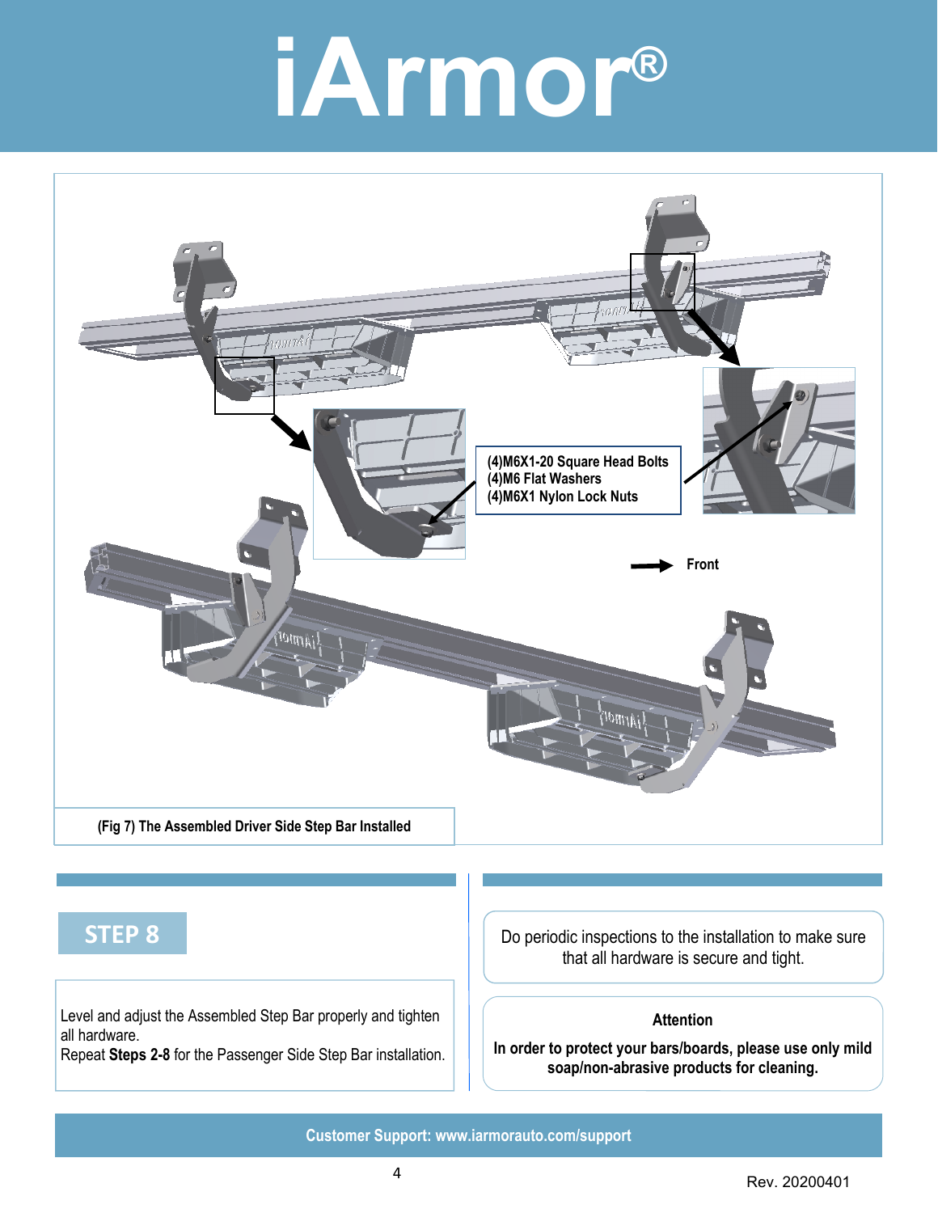# iArmor®

(4)M6X1-20 Square Head Bolts
(4)M6 Flat Washers
(4)M6X1 Nylon Lock Nuts

Front

(Fig 7) The Assembled Driver Side Step Bar Installed

## STEP 8

Level and adjust the Assembled Step Bar properly and tighten all hardware.
Repeat **Steps 2-8** for the Passenger Side Step Bar installation.

Do periodic inspections to the installation to make sure that all hardware is secure and tight.

**Attention**

**In order to protect your bars/boards, please use only mild soap/non-abrasive products for cleaning.**

**Customer Support: www.iarmorauto.com/support**

Rev. 20200401